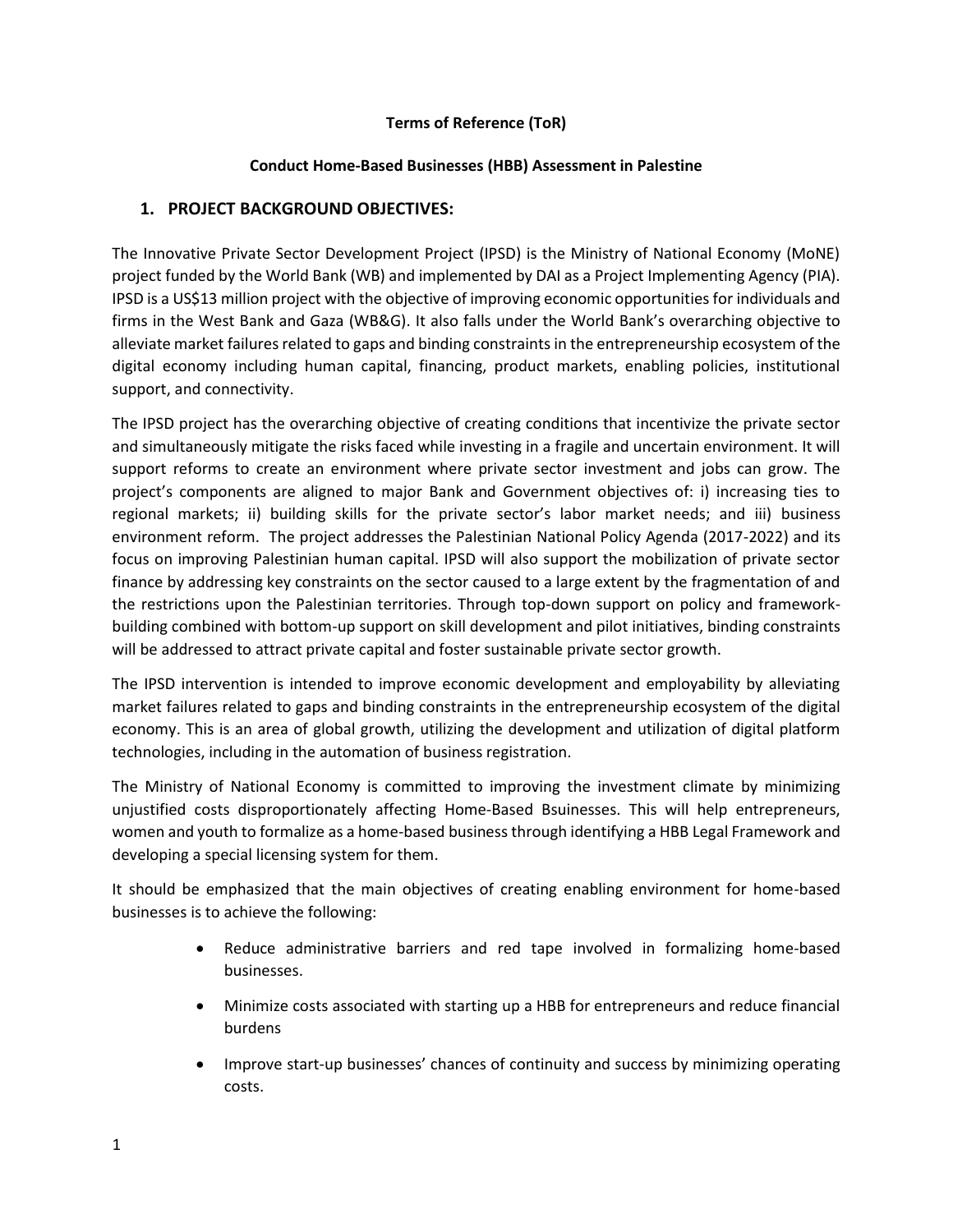**Terms of Reference (ToR)**

**Conduct Home-Based Businesses (HBB) Assessment in Palestine**

## 1. PROJECT BACKGROUND OBJECTIVES:

The Innovative Private Sector Development Project (IPSD) is the Ministry of National Economy (MoNE) project funded by the World Bank (WB) and implemented by DAI as a Project Implementing Agency (PIA). IPSD is a US$13 million project with the objective of improving economic opportunities for individuals and firms in the West Bank and Gaza (WB&G). It also falls under the World Bank's overarching objective to alleviate market failures related to gaps and binding constraints in the entrepreneurship ecosystem of the digital economy including human capital, financing, product markets, enabling policies, institutional support, and connectivity.

The IPSD project has the overarching objective of creating conditions that incentivize the private sector and simultaneously mitigate the risks faced while investing in a fragile and uncertain environment. It will support reforms to create an environment where private sector investment and jobs can grow. The project's components are aligned to major Bank and Government objectives of: i) increasing ties to regional markets; ii) building skills for the private sector's labor market needs; and iii) business environment reform. The project addresses the Palestinian National Policy Agenda (2017-2022) and its focus on improving Palestinian human capital. IPSD will also support the mobilization of private sector finance by addressing key constraints on the sector caused to a large extent by the fragmentation of and the restrictions upon the Palestinian territories. Through top-down support on policy and framework-building combined with bottom-up support on skill development and pilot initiatives, binding constraints will be addressed to attract private capital and foster sustainable private sector growth.

The IPSD intervention is intended to improve economic development and employability by alleviating market failures related to gaps and binding constraints in the entrepreneurship ecosystem of the digital economy. This is an area of global growth, utilizing the development and utilization of digital platform technologies, including in the automation of business registration.

The Ministry of National Economy is committed to improving the investment climate by minimizing unjustified costs disproportionately affecting Home-Based Bsuinesses. This will help entrepreneurs, women and youth to formalize as a home-based business through identifying a HBB Legal Framework and developing a special licensing system for them.

It should be emphasized that the main objectives of creating enabling environment for home-based businesses is to achieve the following:

- Reduce administrative barriers and red tape involved in formalizing home-based businesses.
- Minimize costs associated with starting up a HBB for entrepreneurs and reduce financial burdens
- Improve start-up businesses' chances of continuity and success by minimizing operating costs.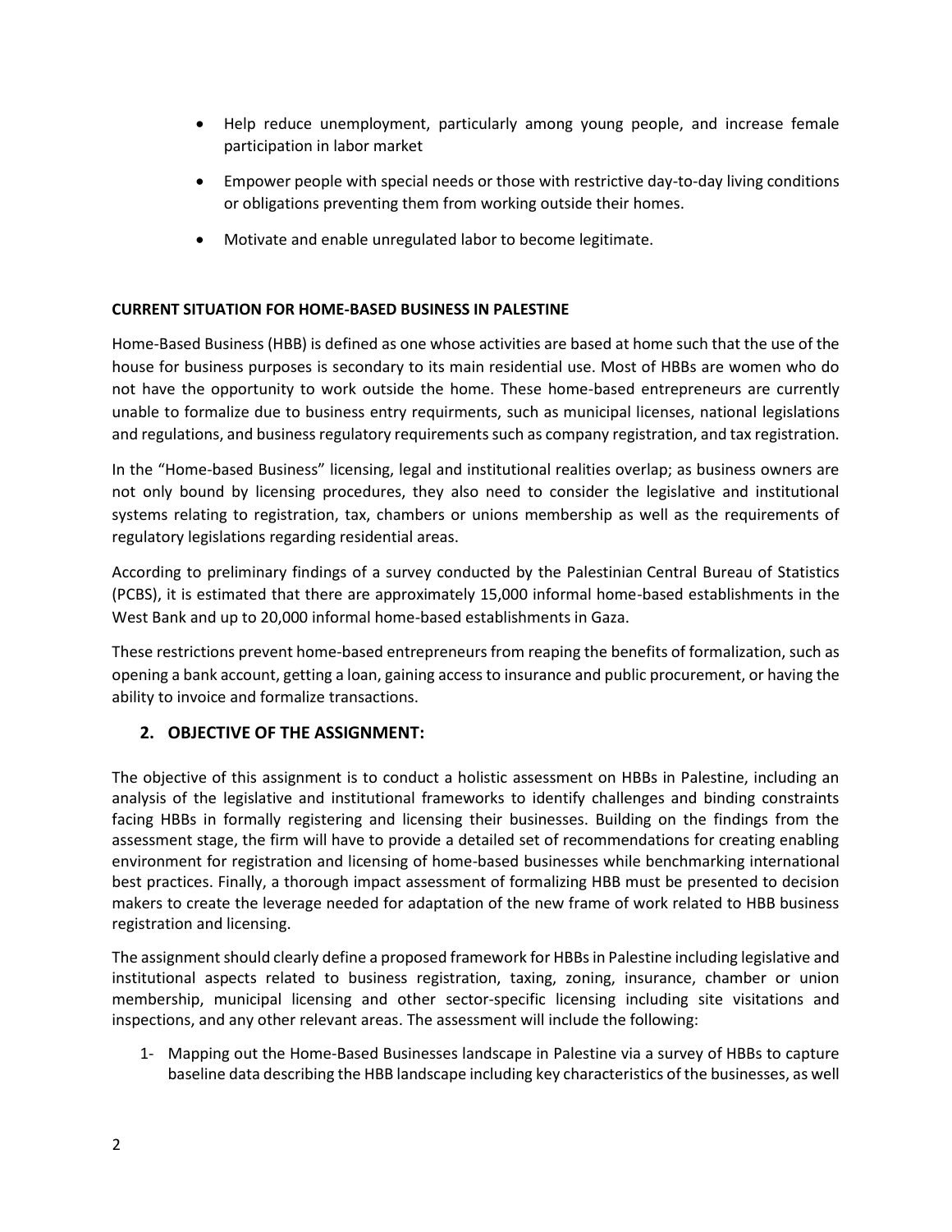- Help reduce unemployment, particularly among young people, and increase female participation in labor market
- Empower people with special needs or those with restrictive day-to-day living conditions or obligations preventing them from working outside their homes.
- Motivate and enable unregulated labor to become legitimate.

**CURRENT SITUATION FOR HOME-BASED BUSINESS IN PALESTINE**

Home-Based Business (HBB) is defined as one whose activities are based at home such that the use of the house for business purposes is secondary to its main residential use. Most of HBBs are women who do not have the opportunity to work outside the home. These home-based entrepreneurs are currently unable to formalize due to business entry requirments, such as municipal licenses, national legislations and regulations, and business regulatory requirements such as company registration, and tax registration.

In the "Home-based Business" licensing, legal and institutional realities overlap; as business owners are not only bound by licensing procedures, they also need to consider the legislative and institutional systems relating to registration, tax, chambers or unions membership as well as the requirements of regulatory legislations regarding residential areas.

According to preliminary findings of a survey conducted by the Palestinian Central Bureau of Statistics (PCBS), it is estimated that there are approximately 15,000 informal home-based establishments in the West Bank and up to 20,000 informal home-based establishments in Gaza.

These restrictions prevent home-based entrepreneurs from reaping the benefits of formalization, such as opening a bank account, getting a loan, gaining access to insurance and public procurement, or having the ability to invoice and formalize transactions.

## 2. OBJECTIVE OF THE ASSIGNMENT:

The objective of this assignment is to conduct a holistic assessment on HBBs in Palestine, including an analysis of the legislative and institutional frameworks to identify challenges and binding constraints facing HBBs in formally registering and licensing their businesses. Building on the findings from the assessment stage, the firm will have to provide a detailed set of recommendations for creating enabling environment for registration and licensing of home-based businesses while benchmarking international best practices. Finally, a thorough impact assessment of formalizing HBB must be presented to decision makers to create the leverage needed for adaptation of the new frame of work related to HBB business registration and licensing.

The assignment should clearly define a proposed framework for HBBs in Palestine including legislative and institutional aspects related to business registration, taxing, zoning, insurance, chamber or union membership, municipal licensing and other sector-specific licensing including site visitations and inspections, and any other relevant areas. The assessment will include the following:

1- Mapping out the Home-Based Businesses landscape in Palestine via a survey of HBBs to capture baseline data describing the HBB landscape including key characteristics of the businesses, as well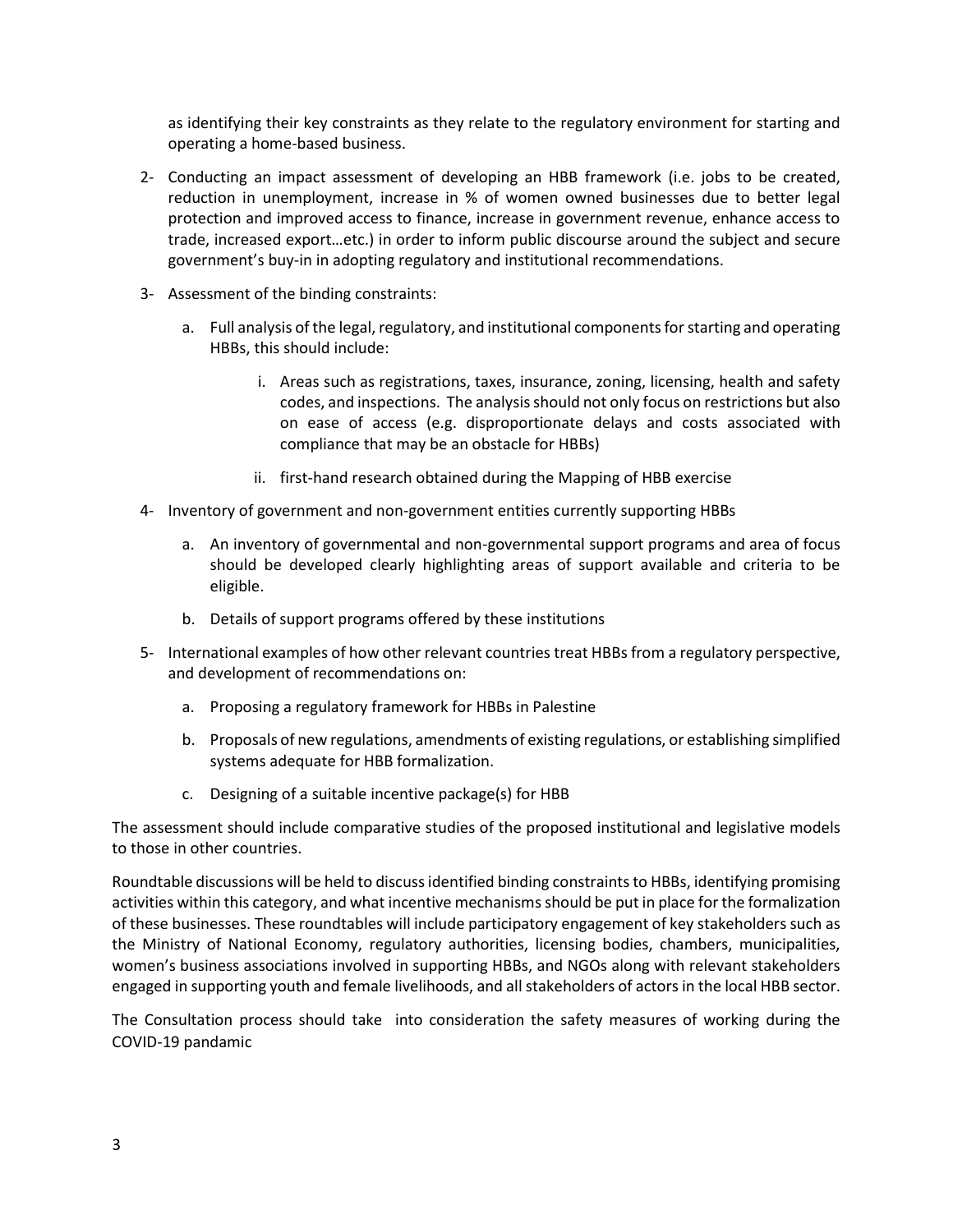as identifying their key constraints as they relate to the regulatory environment for starting and operating a home-based business.

2- Conducting an impact assessment of developing an HBB framework (i.e. jobs to be created, reduction in unemployment, increase in % of women owned businesses due to better legal protection and improved access to finance, increase in government revenue, enhance access to trade, increased export…etc.) in order to inform public discourse around the subject and secure government's buy-in in adopting regulatory and institutional recommendations.

3- Assessment of the binding constraints:

   a. Full analysis of the legal, regulatory, and institutional components for starting and operating HBBs, this should include:

      i. Areas such as registrations, taxes, insurance, zoning, licensing, health and safety codes, and inspections. The analysis should not only focus on restrictions but also on ease of access (e.g. disproportionate delays and costs associated with compliance that may be an obstacle for HBBs)

      ii. first-hand research obtained during the Mapping of HBB exercise

4- Inventory of government and non-government entities currently supporting HBBs

   a. An inventory of governmental and non-governmental support programs and area of focus should be developed clearly highlighting areas of support available and criteria to be eligible.

   b. Details of support programs offered by these institutions

5- International examples of how other relevant countries treat HBBs from a regulatory perspective, and development of recommendations on:

   a. Proposing a regulatory framework for HBBs in Palestine

   b. Proposals of new regulations, amendments of existing regulations, or establishing simplified systems adequate for HBB formalization.

   c. Designing of a suitable incentive package(s) for HBB

The assessment should include comparative studies of the proposed institutional and legislative models to those in other countries.

Roundtable discussions will be held to discuss identified binding constraints to HBBs, identifying promising activities within this category, and what incentive mechanisms should be put in place for the formalization of these businesses. These roundtables will include participatory engagement of key stakeholders such as the Ministry of National Economy, regulatory authorities, licensing bodies, chambers, municipalities, women's business associations involved in supporting HBBs, and NGOs along with relevant stakeholders engaged in supporting youth and female livelihoods, and all stakeholders of actors in the local HBB sector.

The Consultation process should take into consideration the safety measures of working during the COVID-19 pandamic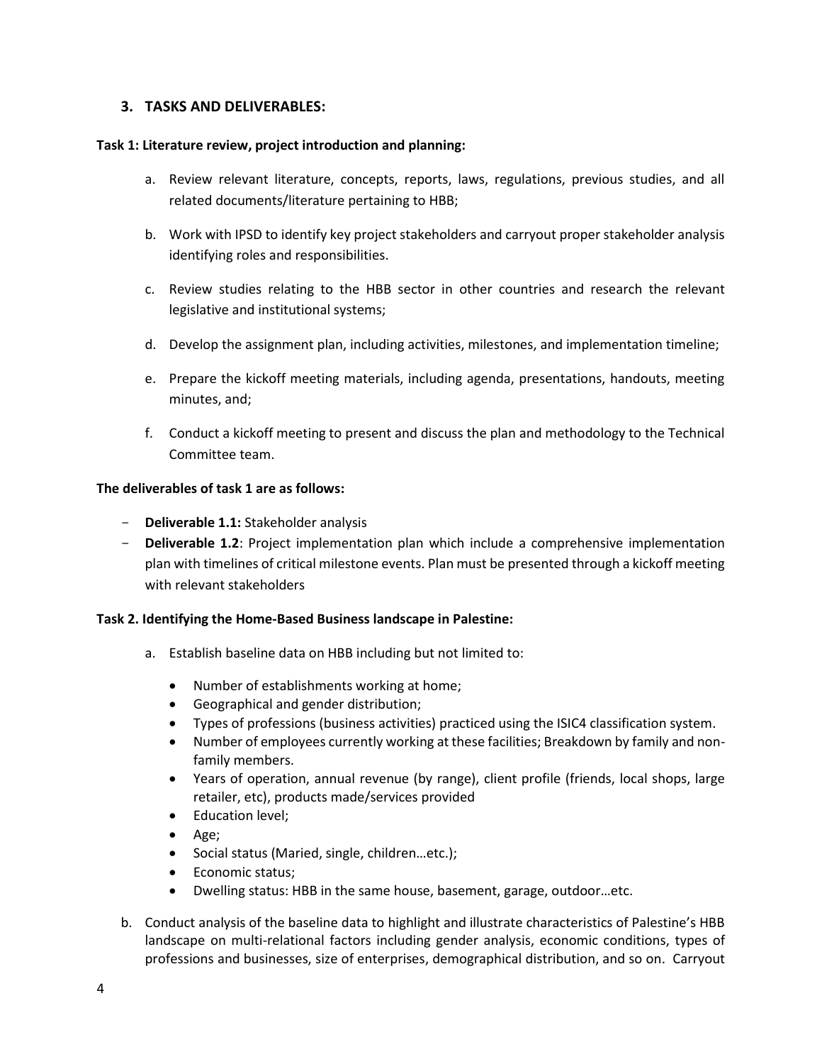## 3. TASKS AND DELIVERABLES:

**Task 1: Literature review, project introduction and planning:**

a. Review relevant literature, concepts, reports, laws, regulations, previous studies, and all related documents/literature pertaining to HBB;

b. Work with IPSD to identify key project stakeholders and carryout proper stakeholder analysis identifying roles and responsibilities.

c. Review studies relating to the HBB sector in other countries and research the relevant legislative and institutional systems;

d. Develop the assignment plan, including activities, milestones, and implementation timeline;

e. Prepare the kickoff meeting materials, including agenda, presentations, handouts, meeting minutes, and;

f. Conduct a kickoff meeting to present and discuss the plan and methodology to the Technical Committee team.

**The deliverables of task 1 are as follows:**

- **Deliverable 1.1:** Stakeholder analysis
- **Deliverable 1.2**: Project implementation plan which include a comprehensive implementation plan with timelines of critical milestone events. Plan must be presented through a kickoff meeting with relevant stakeholders

**Task 2. Identifying the Home-Based Business landscape in Palestine:**

a. Establish baseline data on HBB including but not limited to:

   - Number of establishments working at home;
   - Geographical and gender distribution;
   - Types of professions (business activities) practiced using the ISIC4 classification system.
   - Number of employees currently working at these facilities; Breakdown by family and non-family members.
   - Years of operation, annual revenue (by range), client profile (friends, local shops, large retailer, etc), products made/services provided
   - Education level;
   - Age;
   - Social status (Maried, single, children…etc.);
   - Economic status;
   - Dwelling status: HBB in the same house, basement, garage, outdoor…etc.

b. Conduct analysis of the baseline data to highlight and illustrate characteristics of Palestine's HBB landscape on multi-relational factors including gender analysis, economic conditions, types of professions and businesses, size of enterprises, demographical distribution, and so on. Carryout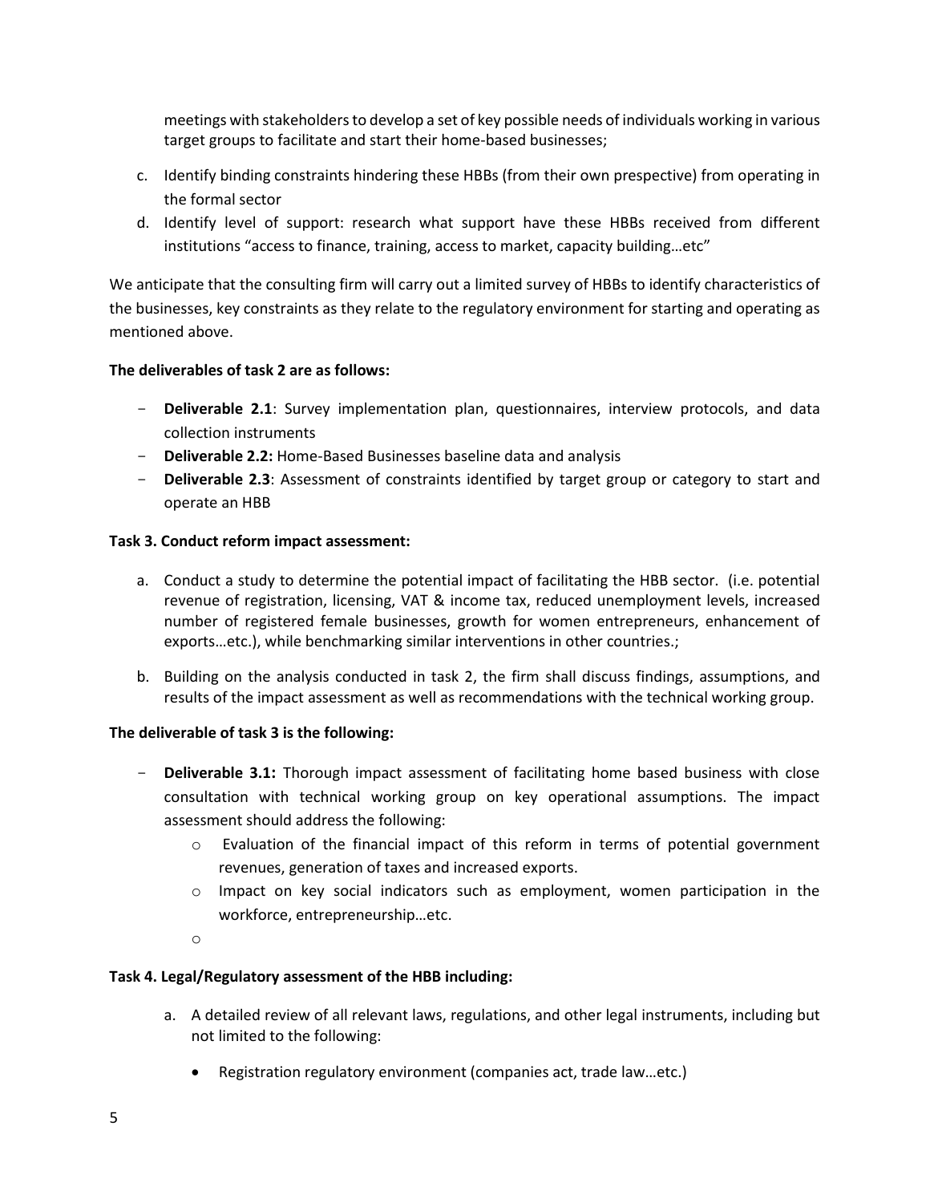meetings with stakeholders to develop a set of key possible needs of individuals working in various target groups to facilitate and start their home-based businesses;

c. Identify binding constraints hindering these HBBs (from their own prespective) from operating in the formal sector
d. Identify level of support: research what support have these HBBs received from different institutions "access to finance, training, access to market, capacity building…etc"

We anticipate that the consulting firm will carry out a limited survey of HBBs to identify characteristics of the businesses, key constraints as they relate to the regulatory environment for starting and operating as mentioned above.

**The deliverables of task 2 are as follows:**

- **Deliverable 2.1**: Survey implementation plan, questionnaires, interview protocols, and data collection instruments
- **Deliverable 2.2:** Home-Based Businesses baseline data and analysis
- **Deliverable 2.3**: Assessment of constraints identified by target group or category to start and operate an HBB

**Task 3. Conduct reform impact assessment:**

a. Conduct a study to determine the potential impact of facilitating the HBB sector. (i.e. potential revenue of registration, licensing, VAT & income tax, reduced unemployment levels, increased number of registered female businesses, growth for women entrepreneurs, enhancement of exports…etc.), while benchmarking similar interventions in other countries.;

b. Building on the analysis conducted in task 2, the firm shall discuss findings, assumptions, and results of the impact assessment as well as recommendations with the technical working group.

**The deliverable of task 3 is the following:**

- **Deliverable 3.1:** Thorough impact assessment of facilitating home based business with close consultation with technical working group on key operational assumptions. The impact assessment should address the following:
    - Evaluation of the financial impact of this reform in terms of potential government revenues, generation of taxes and increased exports.
    - Impact on key social indicators such as employment, women participation in the workforce, entrepreneurship…etc.

**Task 4. Legal/Regulatory assessment of the HBB including:**

a. A detailed review of all relevant laws, regulations, and other legal instruments, including but not limited to the following:

    - Registration regulatory environment (companies act, trade law…etc.)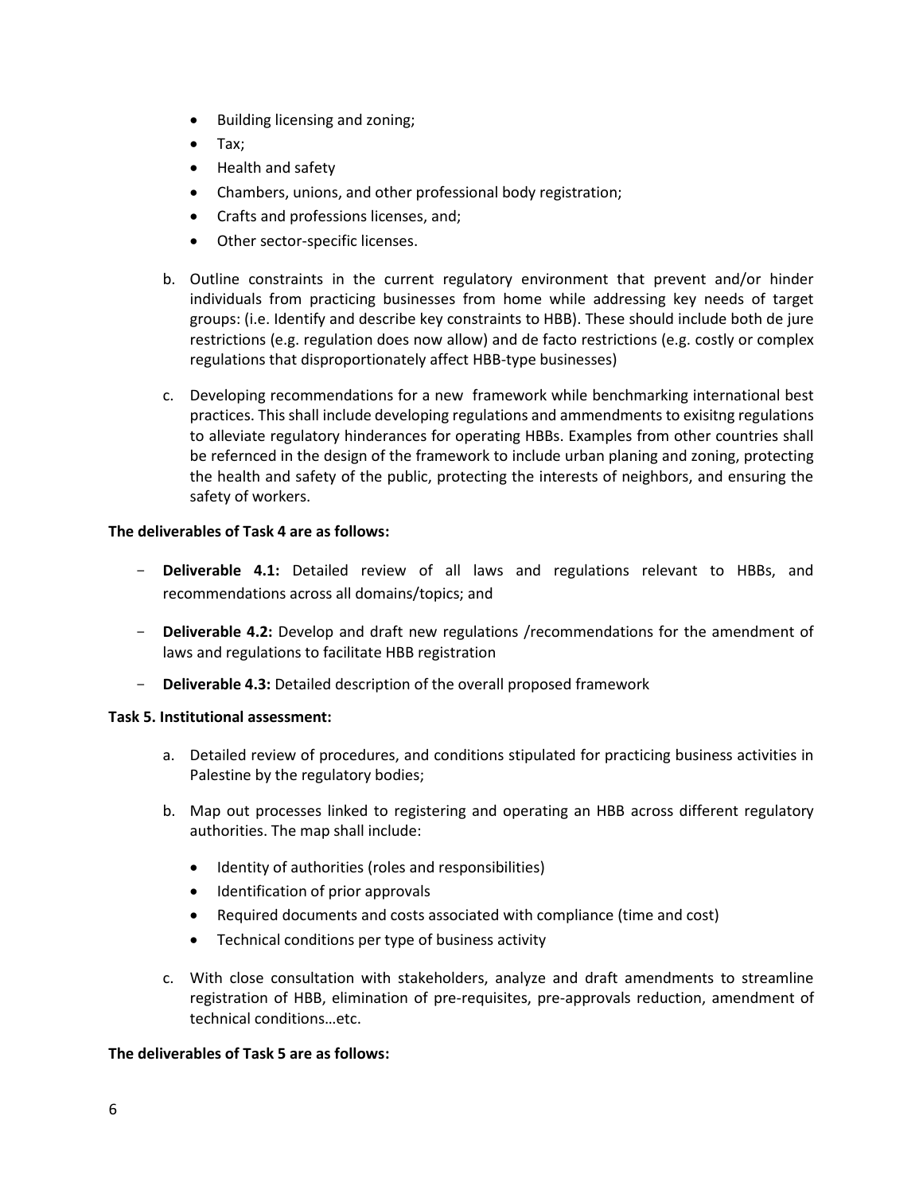- Building licensing and zoning;
- Tax;
- Health and safety
- Chambers, unions, and other professional body registration;
- Crafts and professions licenses, and;
- Other sector-specific licenses.

b. Outline constraints in the current regulatory environment that prevent and/or hinder individuals from practicing businesses from home while addressing key needs of target groups: (i.e. Identify and describe key constraints to HBB). These should include both de jure restrictions (e.g. regulation does now allow) and de facto restrictions (e.g. costly or complex regulations that disproportionately affect HBB-type businesses)

c. Developing recommendations for a new framework while benchmarking international best practices. This shall include developing regulations and ammendments to exisitng regulations to alleviate regulatory hinderances for operating HBBs. Examples from other countries shall be refernced in the design of the framework to include urban planing and zoning, protecting the health and safety of the public, protecting the interests of neighbors, and ensuring the safety of workers.

**The deliverables of Task 4 are as follows:**

- **Deliverable 4.1:** Detailed review of all laws and regulations relevant to HBBs, and recommendations across all domains/topics; and
- **Deliverable 4.2:** Develop and draft new regulations /recommendations for the amendment of laws and regulations to facilitate HBB registration
- **Deliverable 4.3:** Detailed description of the overall proposed framework

**Task 5. Institutional assessment:**

a. Detailed review of procedures, and conditions stipulated for practicing business activities in Palestine by the regulatory bodies;

b. Map out processes linked to registering and operating an HBB across different regulatory authorities. The map shall include:

- Identity of authorities (roles and responsibilities)
- Identification of prior approvals
- Required documents and costs associated with compliance (time and cost)
- Technical conditions per type of business activity

c. With close consultation with stakeholders, analyze and draft amendments to streamline registration of HBB, elimination of pre-requisites, pre-approvals reduction, amendment of technical conditions…etc.

**The deliverables of Task 5 are as follows:**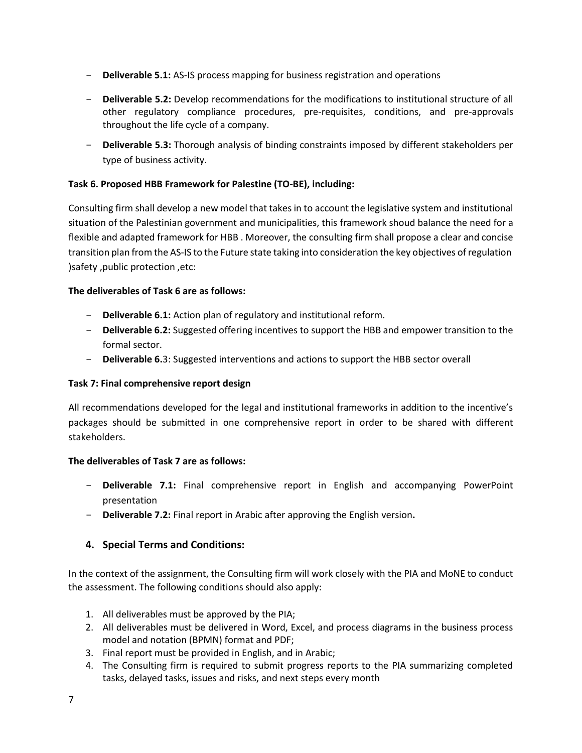- **Deliverable 5.1:** AS-IS process mapping for business registration and operations
- **Deliverable 5.2:** Develop recommendations for the modifications to institutional structure of all other regulatory compliance procedures, pre-requisites, conditions, and pre-approvals throughout the life cycle of a company.
- **Deliverable 5.3:** Thorough analysis of binding constraints imposed by different stakeholders per type of business activity.

**Task 6. Proposed HBB Framework for Palestine (TO-BE), including:**

Consulting firm shall develop a new model that takes in to account the legislative system and institutional situation of the Palestinian government and municipalities, this framework shoud balance the need for a flexible and adapted framework for HBB . Moreover, the consulting firm shall propose a clear and concise transition plan from the AS-IS to the Future state taking into consideration the key objectives of regulation )safety ,public protection ,etc:

**The deliverables of Task 6 are as follows:**

- **Deliverable 6.1:** Action plan of regulatory and institutional reform.
- **Deliverable 6.2:** Suggested offering incentives to support the HBB and empower transition to the formal sector.
- **Deliverable 6.**3: Suggested interventions and actions to support the HBB sector overall

**Task 7: Final comprehensive report design**

All recommendations developed for the legal and institutional frameworks in addition to the incentive's packages should be submitted in one comprehensive report in order to be shared with different stakeholders.

**The deliverables of Task 7 are as follows:**

- **Deliverable 7.1:** Final comprehensive report in English and accompanying PowerPoint presentation
- **Deliverable 7.2:** Final report in Arabic after approving the English version**.**

## 4. Special Terms and Conditions:

In the context of the assignment, the Consulting firm will work closely with the PIA and MoNE to conduct the assessment. The following conditions should also apply:

1. All deliverables must be approved by the PIA;
2. All deliverables must be delivered in Word, Excel, and process diagrams in the business process model and notation (BPMN) format and PDF;
3. Final report must be provided in English, and in Arabic;
4. The Consulting firm is required to submit progress reports to the PIA summarizing completed tasks, delayed tasks, issues and risks, and next steps every month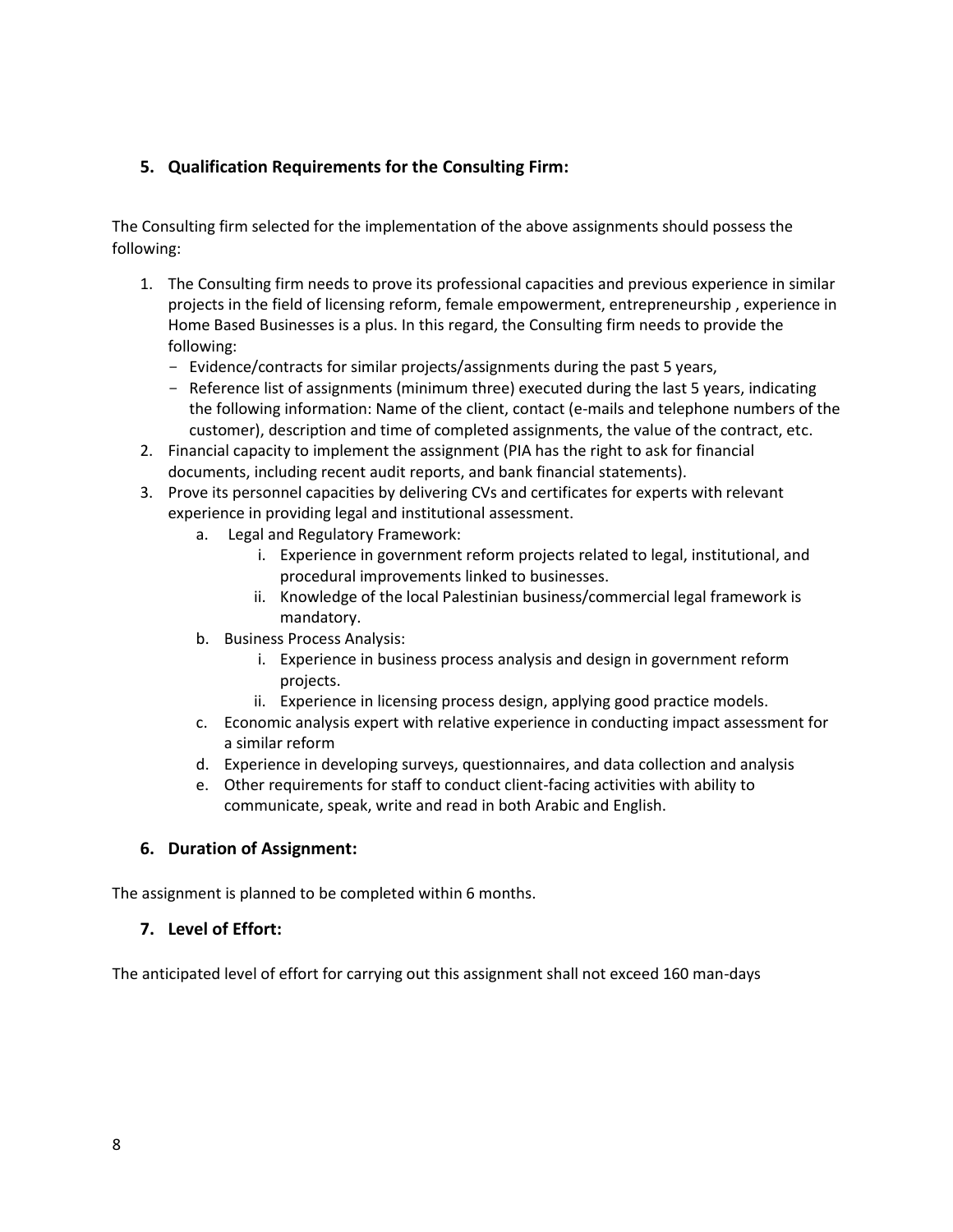## 5. Qualification Requirements for the Consulting Firm:

The Consulting firm selected for the implementation of the above assignments should possess the following:

1. The Consulting firm needs to prove its professional capacities and previous experience in similar projects in the field of licensing reform, female empowerment, entrepreneurship , experience in Home Based Businesses is a plus. In this regard, the Consulting firm needs to provide the following:
   - Evidence/contracts for similar projects/assignments during the past 5 years,
   - Reference list of assignments (minimum three) executed during the last 5 years, indicating the following information: Name of the client, contact (e-mails and telephone numbers of the customer), description and time of completed assignments, the value of the contract, etc.
2. Financial capacity to implement the assignment (PIA has the right to ask for financial documents, including recent audit reports, and bank financial statements).
3. Prove its personnel capacities by delivering CVs and certificates for experts with relevant experience in providing legal and institutional assessment.
   a. Legal and Regulatory Framework:
      i. Experience in government reform projects related to legal, institutional, and procedural improvements linked to businesses.
      ii. Knowledge of the local Palestinian business/commercial legal framework is mandatory.
   b. Business Process Analysis:
      i. Experience in business process analysis and design in government reform projects.
      ii. Experience in licensing process design, applying good practice models.
   c. Economic analysis expert with relative experience in conducting impact assessment for a similar reform
   d. Experience in developing surveys, questionnaires, and data collection and analysis
   e. Other requirements for staff to conduct client-facing activities with ability to communicate, speak, write and read in both Arabic and English.

## 6. Duration of Assignment:

The assignment is planned to be completed within 6 months.

## 7. Level of Effort:

The anticipated level of effort for carrying out this assignment shall not exceed 160 man-days